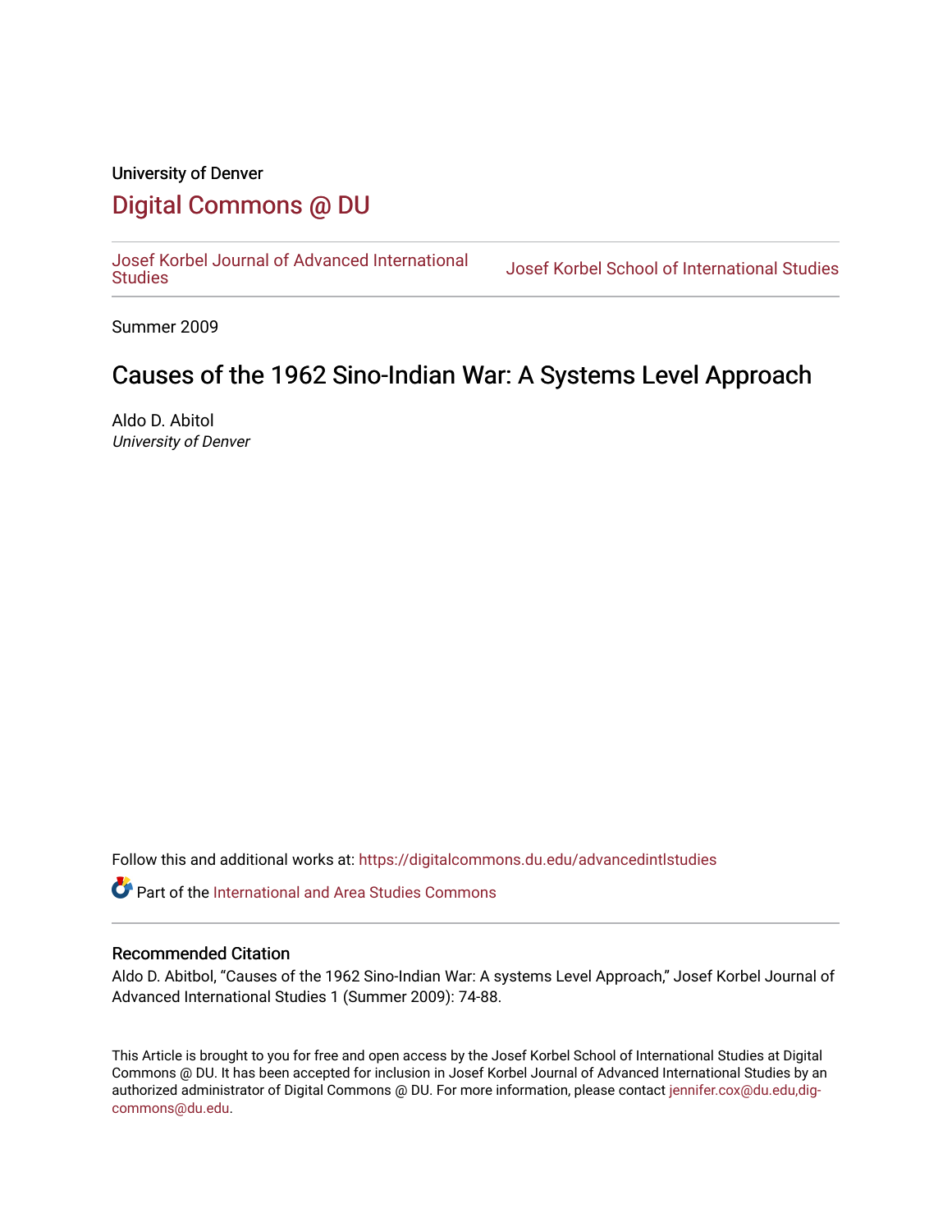University of Denver

# Digital Commons @ DU

Josef Korbel Journal of Advanced International Studies | Josef Korbel School of International Studies

Summer 2009

## Causes of the 1962 Sino-Indian War: A Systems Level Approach

Aldo D. Abitol
*University of Denver*

Follow this and additional works at: https://digitalcommons.du.edu/advancedintlstudies

Part of the International and Area Studies Commons

### Recommended Citation

Aldo D. Abitbol, "Causes of the 1962 Sino-Indian War: A systems Level Approach," Josef Korbel Journal of Advanced International Studies 1 (Summer 2009): 74-88.

This Article is brought to you for free and open access by the Josef Korbel School of International Studies at Digital Commons @ DU. It has been accepted for inclusion in Josef Korbel Journal of Advanced International Studies by an authorized administrator of Digital Commons @ DU. For more information, please contact jennifer.cox@du.edu,dig-commons@du.edu.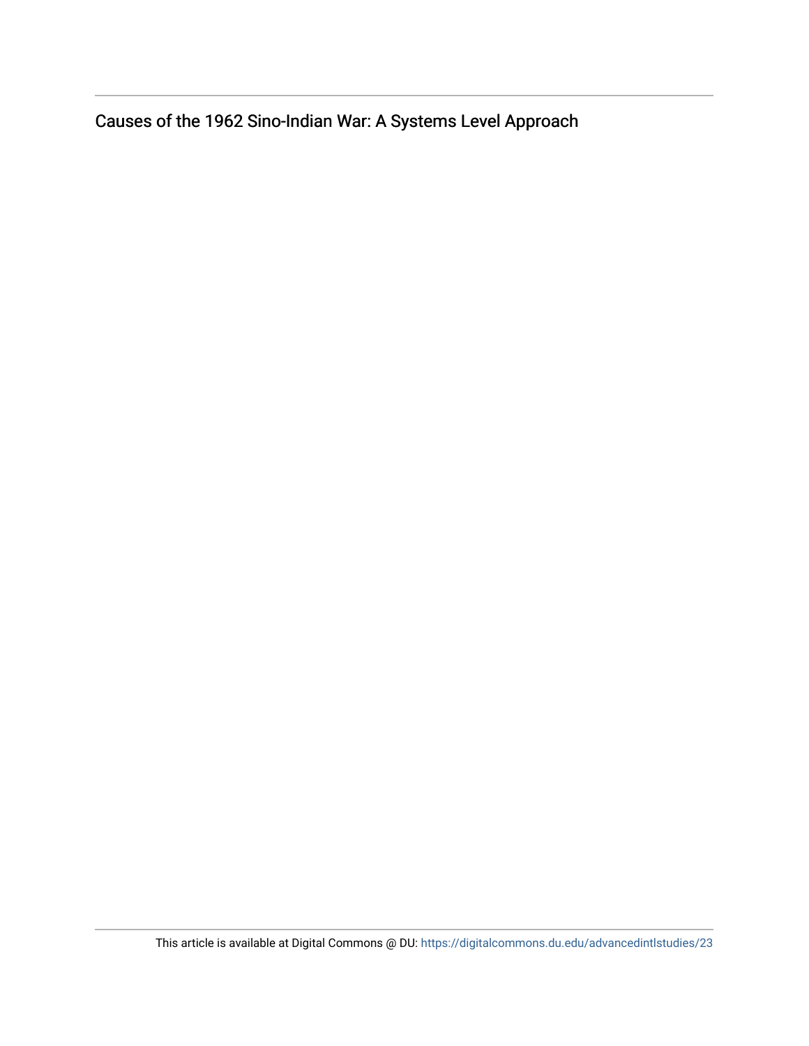Causes of the 1962 Sino-Indian War: A Systems Level Approach

This article is available at Digital Commons @ DU: https://digitalcommons.du.edu/advancedintlstudies/23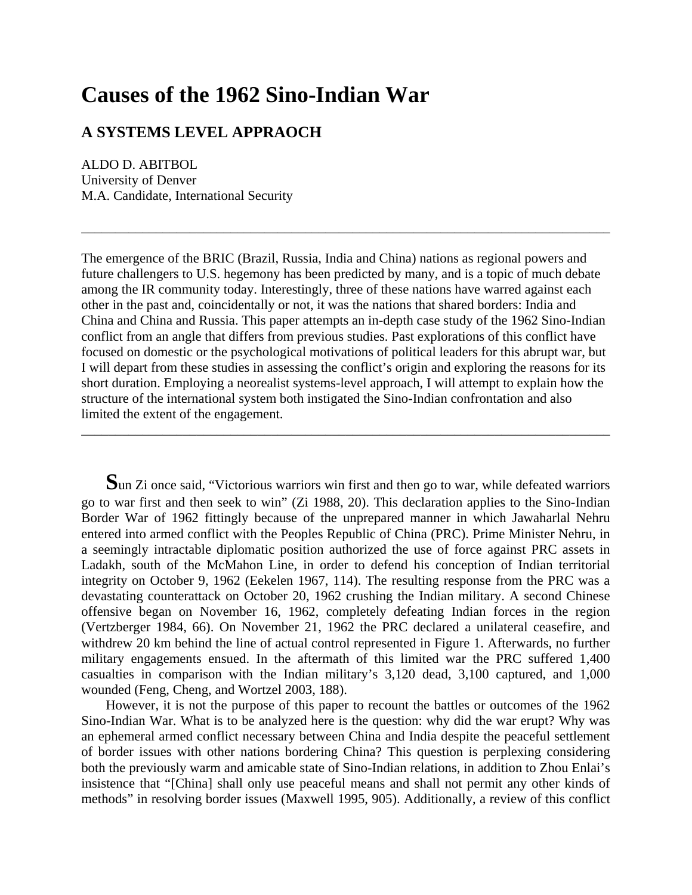# Causes of the 1962 Sino-Indian War

## A SYSTEMS LEVEL APPRAOCH

ALDO D. ABITBOL
University of Denver
M.A. Candidate, International Security

---

The emergence of the BRIC (Brazil, Russia, India and China) nations as regional powers and future challengers to U.S. hegemony has been predicted by many, and is a topic of much debate among the IR community today. Interestingly, three of these nations have warred against each other in the past and, coincidentally or not, it was the nations that shared borders: India and China and China and Russia. This paper attempts an in-depth case study of the 1962 Sino-Indian conflict from an angle that differs from previous studies. Past explorations of this conflict have focused on domestic or the psychological motivations of political leaders for this abrupt war, but I will depart from these studies in assessing the conflict's origin and exploring the reasons for its short duration. Employing a neorealist systems-level approach, I will attempt to explain how the structure of the international system both instigated the Sino-Indian confrontation and also limited the extent of the engagement.

---

**S**un Zi once said, "Victorious warriors win first and then go to war, while defeated warriors go to war first and then seek to win" (Zi 1988, 20). This declaration applies to the Sino-Indian Border War of 1962 fittingly because of the unprepared manner in which Jawaharlal Nehru entered into armed conflict with the Peoples Republic of China (PRC). Prime Minister Nehru, in a seemingly intractable diplomatic position authorized the use of force against PRC assets in Ladakh, south of the McMahon Line, in order to defend his conception of Indian territorial integrity on October 9, 1962 (Eekelen 1967, 114). The resulting response from the PRC was a devastating counterattack on October 20, 1962 crushing the Indian military. A second Chinese offensive began on November 16, 1962, completely defeating Indian forces in the region (Vertzberger 1984, 66). On November 21, 1962 the PRC declared a unilateral ceasefire, and withdrew 20 km behind the line of actual control represented in Figure 1. Afterwards, no further military engagements ensued. In the aftermath of this limited war the PRC suffered 1,400 casualties in comparison with the Indian military's 3,120 dead, 3,100 captured, and 1,000 wounded (Feng, Cheng, and Wortzel 2003, 188).

However, it is not the purpose of this paper to recount the battles or outcomes of the 1962 Sino-Indian War. What is to be analyzed here is the question: why did the war erupt? Why was an ephemeral armed conflict necessary between China and India despite the peaceful settlement of border issues with other nations bordering China? This question is perplexing considering both the previously warm and amicable state of Sino-Indian relations, in addition to Zhou Enlai's insistence that "[China] shall only use peaceful means and shall not permit any other kinds of methods" in resolving border issues (Maxwell 1995, 905). Additionally, a review of this conflict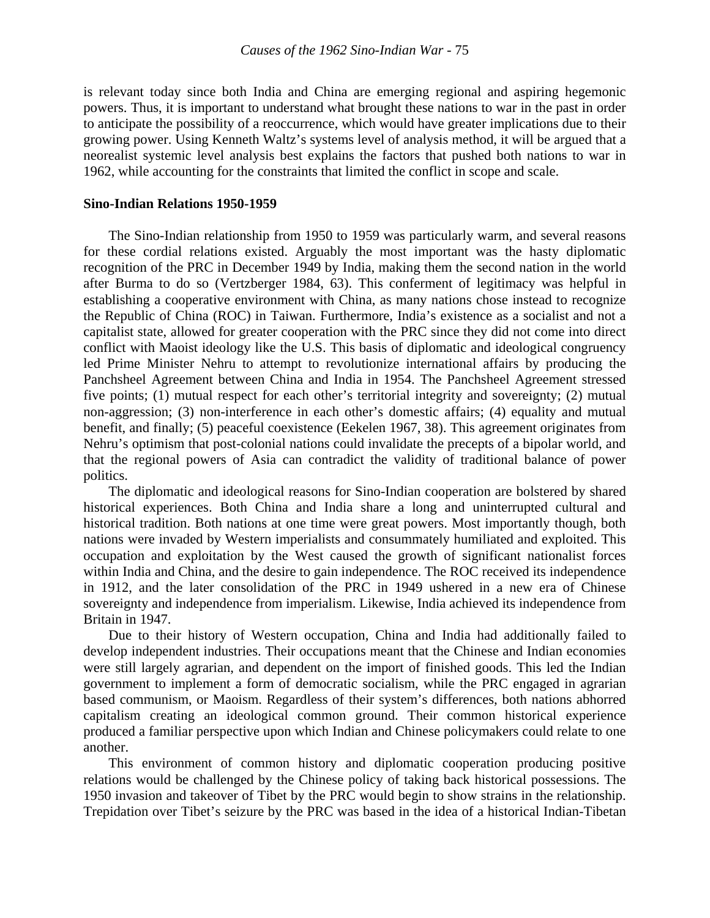is relevant today since both India and China are emerging regional and aspiring hegemonic powers. Thus, it is important to understand what brought these nations to war in the past in order to anticipate the possibility of a reoccurrence, which would have greater implications due to their growing power. Using Kenneth Waltz's systems level of analysis method, it will be argued that a neorealist systemic level analysis best explains the factors that pushed both nations to war in 1962, while accounting for the constraints that limited the conflict in scope and scale.

**Sino-Indian Relations 1950-1959**

The Sino-Indian relationship from 1950 to 1959 was particularly warm, and several reasons for these cordial relations existed. Arguably the most important was the hasty diplomatic recognition of the PRC in December 1949 by India, making them the second nation in the world after Burma to do so (Vertzberger 1984, 63). This conferment of legitimacy was helpful in establishing a cooperative environment with China, as many nations chose instead to recognize the Republic of China (ROC) in Taiwan. Furthermore, India's existence as a socialist and not a capitalist state, allowed for greater cooperation with the PRC since they did not come into direct conflict with Maoist ideology like the U.S. This basis of diplomatic and ideological congruency led Prime Minister Nehru to attempt to revolutionize international affairs by producing the Panchsheel Agreement between China and India in 1954. The Panchsheel Agreement stressed five points; (1) mutual respect for each other's territorial integrity and sovereignty; (2) mutual non-aggression; (3) non-interference in each other's domestic affairs; (4) equality and mutual benefit, and finally; (5) peaceful coexistence (Eekelen 1967, 38). This agreement originates from Nehru's optimism that post-colonial nations could invalidate the precepts of a bipolar world, and that the regional powers of Asia can contradict the validity of traditional balance of power politics.

The diplomatic and ideological reasons for Sino-Indian cooperation are bolstered by shared historical experiences. Both China and India share a long and uninterrupted cultural and historical tradition. Both nations at one time were great powers. Most importantly though, both nations were invaded by Western imperialists and consummately humiliated and exploited. This occupation and exploitation by the West caused the growth of significant nationalist forces within India and China, and the desire to gain independence. The ROC received its independence in 1912, and the later consolidation of the PRC in 1949 ushered in a new era of Chinese sovereignty and independence from imperialism. Likewise, India achieved its independence from Britain in 1947.

Due to their history of Western occupation, China and India had additionally failed to develop independent industries. Their occupations meant that the Chinese and Indian economies were still largely agrarian, and dependent on the import of finished goods. This led the Indian government to implement a form of democratic socialism, while the PRC engaged in agrarian based communism, or Maoism. Regardless of their system's differences, both nations abhorred capitalism creating an ideological common ground. Their common historical experience produced a familiar perspective upon which Indian and Chinese policymakers could relate to one another.

This environment of common history and diplomatic cooperation producing positive relations would be challenged by the Chinese policy of taking back historical possessions. The 1950 invasion and takeover of Tibet by the PRC would begin to show strains in the relationship. Trepidation over Tibet's seizure by the PRC was based in the idea of a historical Indian-Tibetan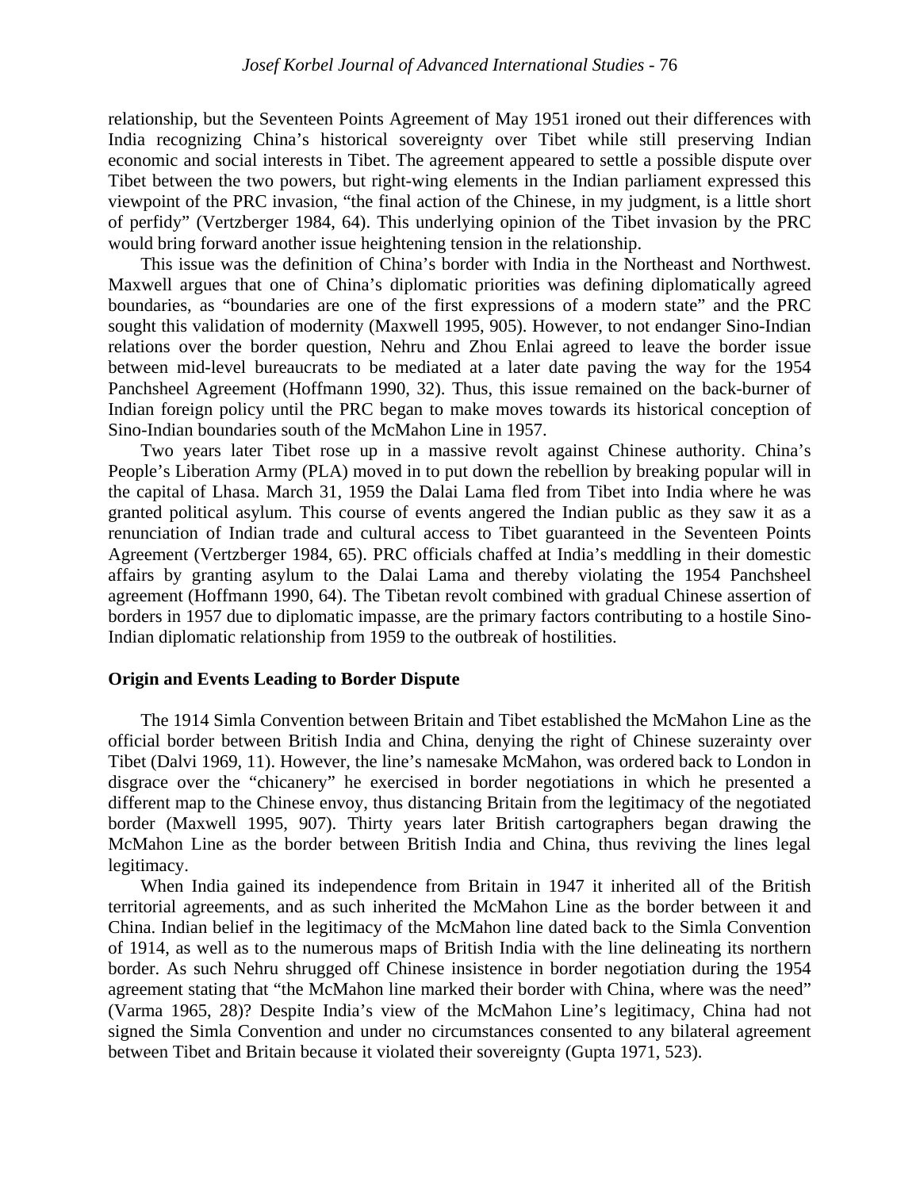relationship, but the Seventeen Points Agreement of May 1951 ironed out their differences with India recognizing China's historical sovereignty over Tibet while still preserving Indian economic and social interests in Tibet. The agreement appeared to settle a possible dispute over Tibet between the two powers, but right-wing elements in the Indian parliament expressed this viewpoint of the PRC invasion, "the final action of the Chinese, in my judgment, is a little short of perfidy" (Vertzberger 1984, 64). This underlying opinion of the Tibet invasion by the PRC would bring forward another issue heightening tension in the relationship.

This issue was the definition of China's border with India in the Northeast and Northwest. Maxwell argues that one of China's diplomatic priorities was defining diplomatically agreed boundaries, as "boundaries are one of the first expressions of a modern state" and the PRC sought this validation of modernity (Maxwell 1995, 905). However, to not endanger Sino-Indian relations over the border question, Nehru and Zhou Enlai agreed to leave the border issue between mid-level bureaucrats to be mediated at a later date paving the way for the 1954 Panchsheel Agreement (Hoffmann 1990, 32). Thus, this issue remained on the back-burner of Indian foreign policy until the PRC began to make moves towards its historical conception of Sino-Indian boundaries south of the McMahon Line in 1957.

Two years later Tibet rose up in a massive revolt against Chinese authority. China's People's Liberation Army (PLA) moved in to put down the rebellion by breaking popular will in the capital of Lhasa. March 31, 1959 the Dalai Lama fled from Tibet into India where he was granted political asylum. This course of events angered the Indian public as they saw it as a renunciation of Indian trade and cultural access to Tibet guaranteed in the Seventeen Points Agreement (Vertzberger 1984, 65). PRC officials chaffed at India's meddling in their domestic affairs by granting asylum to the Dalai Lama and thereby violating the 1954 Panchsheel agreement (Hoffmann 1990, 64). The Tibetan revolt combined with gradual Chinese assertion of borders in 1957 due to diplomatic impasse, are the primary factors contributing to a hostile Sino-Indian diplomatic relationship from 1959 to the outbreak of hostilities.

**Origin and Events Leading to Border Dispute**

The 1914 Simla Convention between Britain and Tibet established the McMahon Line as the official border between British India and China, denying the right of Chinese suzerainty over Tibet (Dalvi 1969, 11). However, the line's namesake McMahon, was ordered back to London in disgrace over the "chicanery" he exercised in border negotiations in which he presented a different map to the Chinese envoy, thus distancing Britain from the legitimacy of the negotiated border (Maxwell 1995, 907). Thirty years later British cartographers began drawing the McMahon Line as the border between British India and China, thus reviving the lines legal legitimacy.

When India gained its independence from Britain in 1947 it inherited all of the British territorial agreements, and as such inherited the McMahon Line as the border between it and China. Indian belief in the legitimacy of the McMahon line dated back to the Simla Convention of 1914, as well as to the numerous maps of British India with the line delineating its northern border. As such Nehru shrugged off Chinese insistence in border negotiation during the 1954 agreement stating that "the McMahon line marked their border with China, where was the need" (Varma 1965, 28)? Despite India's view of the McMahon Line's legitimacy, China had not signed the Simla Convention and under no circumstances consented to any bilateral agreement between Tibet and Britain because it violated their sovereignty (Gupta 1971, 523).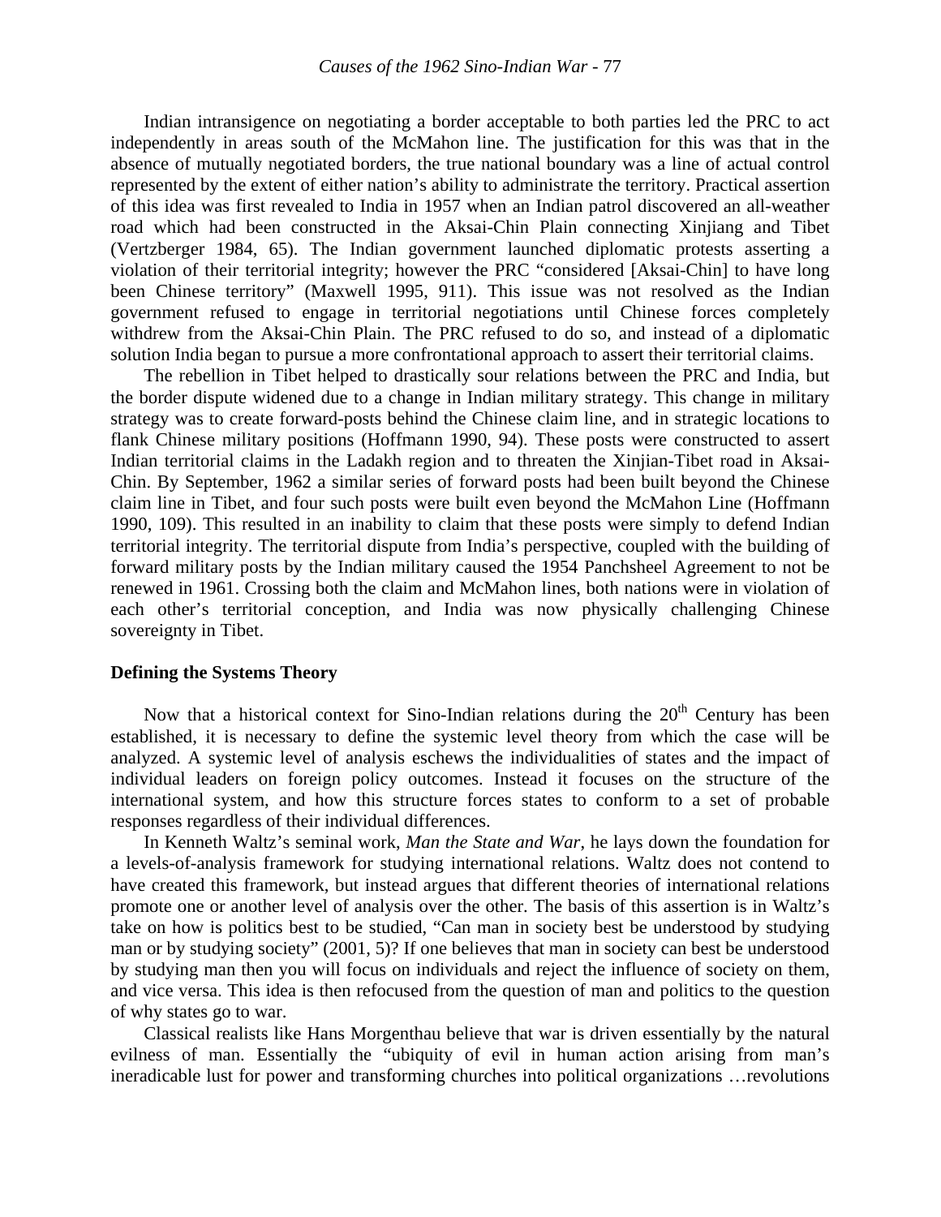Indian intransigence on negotiating a border acceptable to both parties led the PRC to act independently in areas south of the McMahon line. The justification for this was that in the absence of mutually negotiated borders, the true national boundary was a line of actual control represented by the extent of either nation's ability to administrate the territory. Practical assertion of this idea was first revealed to India in 1957 when an Indian patrol discovered an all-weather road which had been constructed in the Aksai-Chin Plain connecting Xinjiang and Tibet (Vertzberger 1984, 65). The Indian government launched diplomatic protests asserting a violation of their territorial integrity; however the PRC "considered [Aksai-Chin] to have long been Chinese territory" (Maxwell 1995, 911). This issue was not resolved as the Indian government refused to engage in territorial negotiations until Chinese forces completely withdrew from the Aksai-Chin Plain. The PRC refused to do so, and instead of a diplomatic solution India began to pursue a more confrontational approach to assert their territorial claims.

The rebellion in Tibet helped to drastically sour relations between the PRC and India, but the border dispute widened due to a change in Indian military strategy. This change in military strategy was to create forward-posts behind the Chinese claim line, and in strategic locations to flank Chinese military positions (Hoffmann 1990, 94). These posts were constructed to assert Indian territorial claims in the Ladakh region and to threaten the Xinjian-Tibet road in Aksai-Chin. By September, 1962 a similar series of forward posts had been built beyond the Chinese claim line in Tibet, and four such posts were built even beyond the McMahon Line (Hoffmann 1990, 109). This resulted in an inability to claim that these posts were simply to defend Indian territorial integrity. The territorial dispute from India's perspective, coupled with the building of forward military posts by the Indian military caused the 1954 Panchsheel Agreement to not be renewed in 1961. Crossing both the claim and McMahon lines, both nations were in violation of each other's territorial conception, and India was now physically challenging Chinese sovereignty in Tibet.

## Defining the Systems Theory

Now that a historical context for Sino-Indian relations during the 20th Century has been established, it is necessary to define the systemic level theory from which the case will be analyzed. A systemic level of analysis eschews the individualities of states and the impact of individual leaders on foreign policy outcomes. Instead it focuses on the structure of the international system, and how this structure forces states to conform to a set of probable responses regardless of their individual differences.

In Kenneth Waltz's seminal work, *Man the State and War*, he lays down the foundation for a levels-of-analysis framework for studying international relations. Waltz does not contend to have created this framework, but instead argues that different theories of international relations promote one or another level of analysis over the other. The basis of this assertion is in Waltz's take on how is politics best to be studied, "Can man in society best be understood by studying man or by studying society" (2001, 5)? If one believes that man in society can best be understood by studying man then you will focus on individuals and reject the influence of society on them, and vice versa. This idea is then refocused from the question of man and politics to the question of why states go to war.

Classical realists like Hans Morgenthau believe that war is driven essentially by the natural evilness of man. Essentially the "ubiquity of evil in human action arising from man's ineradicable lust for power and transforming churches into political organizations …revolutions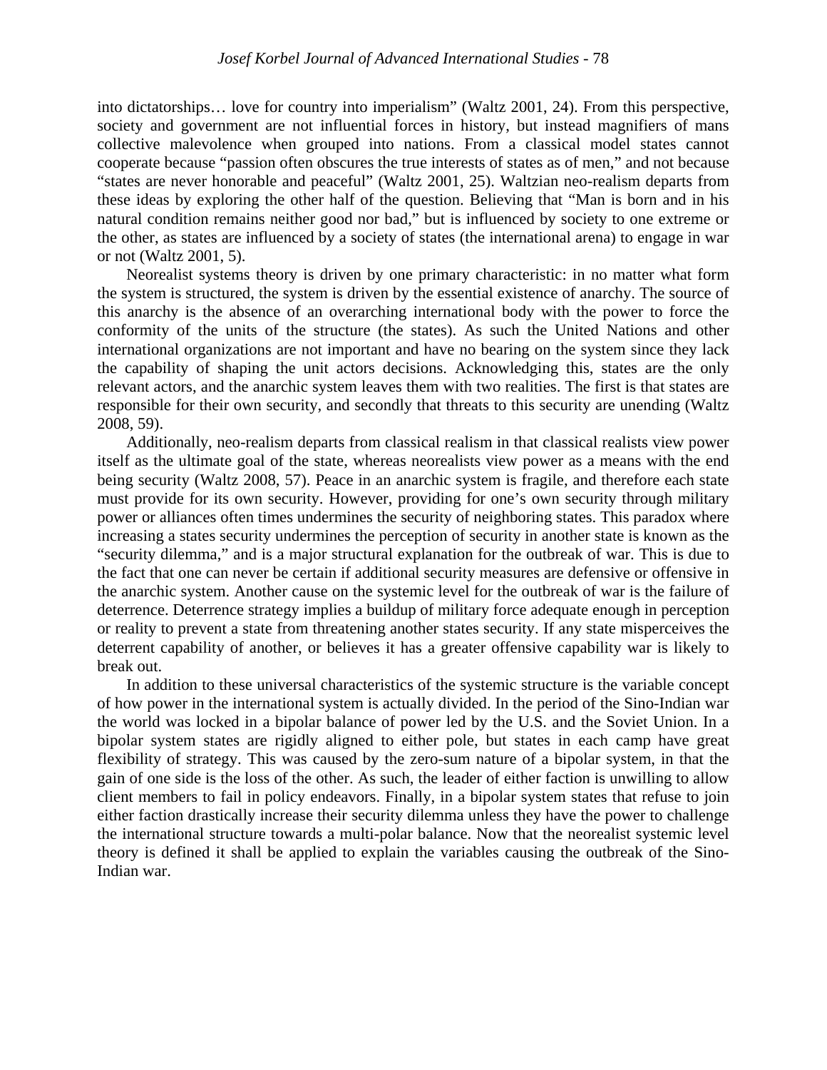into dictatorships… love for country into imperialism" (Waltz 2001, 24). From this perspective, society and government are not influential forces in history, but instead magnifiers of mans collective malevolence when grouped into nations. From a classical model states cannot cooperate because "passion often obscures the true interests of states as of men," and not because "states are never honorable and peaceful" (Waltz 2001, 25). Waltzian neo-realism departs from these ideas by exploring the other half of the question. Believing that "Man is born and in his natural condition remains neither good nor bad," but is influenced by society to one extreme or the other, as states are influenced by a society of states (the international arena) to engage in war or not (Waltz 2001, 5).

Neorealist systems theory is driven by one primary characteristic: in no matter what form the system is structured, the system is driven by the essential existence of anarchy. The source of this anarchy is the absence of an overarching international body with the power to force the conformity of the units of the structure (the states). As such the United Nations and other international organizations are not important and have no bearing on the system since they lack the capability of shaping the unit actors decisions. Acknowledging this, states are the only relevant actors, and the anarchic system leaves them with two realities. The first is that states are responsible for their own security, and secondly that threats to this security are unending (Waltz 2008, 59).

Additionally, neo-realism departs from classical realism in that classical realists view power itself as the ultimate goal of the state, whereas neorealists view power as a means with the end being security (Waltz 2008, 57). Peace in an anarchic system is fragile, and therefore each state must provide for its own security. However, providing for one's own security through military power or alliances often times undermines the security of neighboring states. This paradox where increasing a states security undermines the perception of security in another state is known as the "security dilemma," and is a major structural explanation for the outbreak of war. This is due to the fact that one can never be certain if additional security measures are defensive or offensive in the anarchic system. Another cause on the systemic level for the outbreak of war is the failure of deterrence. Deterrence strategy implies a buildup of military force adequate enough in perception or reality to prevent a state from threatening another states security. If any state misperceives the deterrent capability of another, or believes it has a greater offensive capability war is likely to break out.

In addition to these universal characteristics of the systemic structure is the variable concept of how power in the international system is actually divided. In the period of the Sino-Indian war the world was locked in a bipolar balance of power led by the U.S. and the Soviet Union. In a bipolar system states are rigidly aligned to either pole, but states in each camp have great flexibility of strategy. This was caused by the zero-sum nature of a bipolar system, in that the gain of one side is the loss of the other. As such, the leader of either faction is unwilling to allow client members to fail in policy endeavors. Finally, in a bipolar system states that refuse to join either faction drastically increase their security dilemma unless they have the power to challenge the international structure towards a multi-polar balance. Now that the neorealist systemic level theory is defined it shall be applied to explain the variables causing the outbreak of the Sino-Indian war.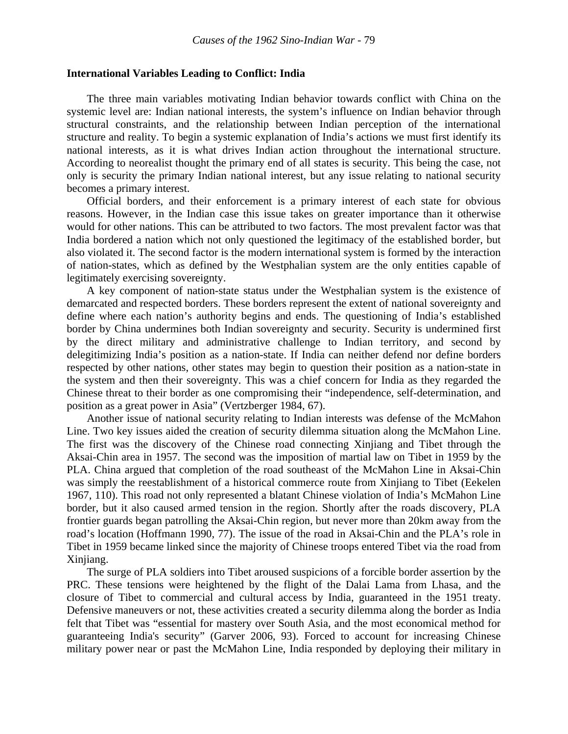### International Variables Leading to Conflict: India

The three main variables motivating Indian behavior towards conflict with China on the systemic level are: Indian national interests, the system's influence on Indian behavior through structural constraints, and the relationship between Indian perception of the international structure and reality. To begin a systemic explanation of India's actions we must first identify its national interests, as it is what drives Indian action throughout the international structure. According to neorealist thought the primary end of all states is security. This being the case, not only is security the primary Indian national interest, but any issue relating to national security becomes a primary interest.

Official borders, and their enforcement is a primary interest of each state for obvious reasons. However, in the Indian case this issue takes on greater importance than it otherwise would for other nations. This can be attributed to two factors. The most prevalent factor was that India bordered a nation which not only questioned the legitimacy of the established border, but also violated it. The second factor is the modern international system is formed by the interaction of nation-states, which as defined by the Westphalian system are the only entities capable of legitimately exercising sovereignty.

A key component of nation-state status under the Westphalian system is the existence of demarcated and respected borders. These borders represent the extent of national sovereignty and define where each nation's authority begins and ends. The questioning of India's established border by China undermines both Indian sovereignty and security. Security is undermined first by the direct military and administrative challenge to Indian territory, and second by delegitimizing India's position as a nation-state. If India can neither defend nor define borders respected by other nations, other states may begin to question their position as a nation-state in the system and then their sovereignty. This was a chief concern for India as they regarded the Chinese threat to their border as one compromising their "independence, self-determination, and position as a great power in Asia" (Vertzberger 1984, 67).

Another issue of national security relating to Indian interests was defense of the McMahon Line. Two key issues aided the creation of security dilemma situation along the McMahon Line. The first was the discovery of the Chinese road connecting Xinjiang and Tibet through the Aksai-Chin area in 1957. The second was the imposition of martial law on Tibet in 1959 by the PLA. China argued that completion of the road southeast of the McMahon Line in Aksai-Chin was simply the reestablishment of a historical commerce route from Xinjiang to Tibet (Eekelen 1967, 110). This road not only represented a blatant Chinese violation of India's McMahon Line border, but it also caused armed tension in the region. Shortly after the roads discovery, PLA frontier guards began patrolling the Aksai-Chin region, but never more than 20km away from the road's location (Hoffmann 1990, 77). The issue of the road in Aksai-Chin and the PLA's role in Tibet in 1959 became linked since the majority of Chinese troops entered Tibet via the road from Xinjiang.

The surge of PLA soldiers into Tibet aroused suspicions of a forcible border assertion by the PRC. These tensions were heightened by the flight of the Dalai Lama from Lhasa, and the closure of Tibet to commercial and cultural access by India, guaranteed in the 1951 treaty. Defensive maneuvers or not, these activities created a security dilemma along the border as India felt that Tibet was "essential for mastery over South Asia, and the most economical method for guaranteeing India's security" (Garver 2006, 93). Forced to account for increasing Chinese military power near or past the McMahon Line, India responded by deploying their military in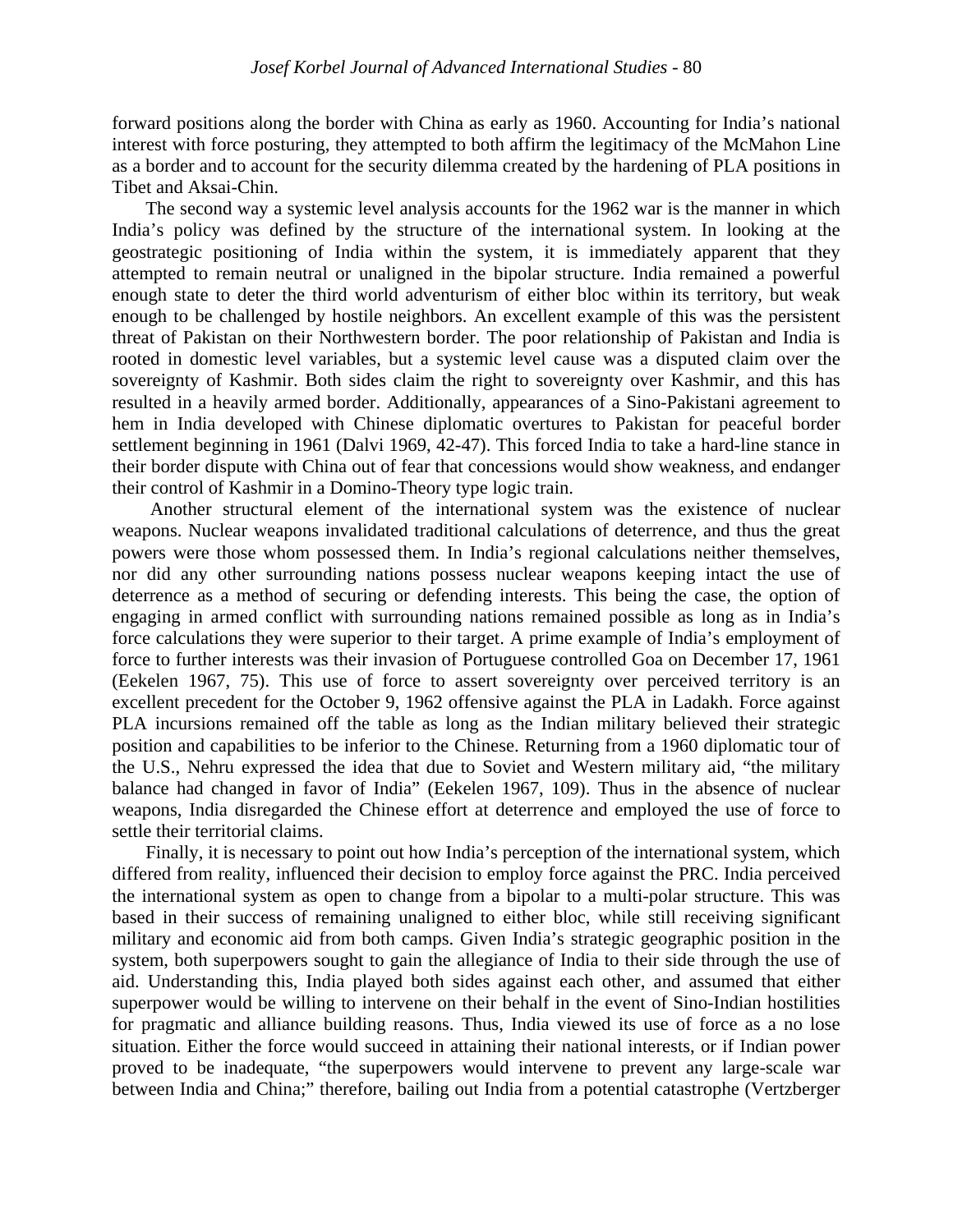forward positions along the border with China as early as 1960. Accounting for India's national interest with force posturing, they attempted to both affirm the legitimacy of the McMahon Line as a border and to account for the security dilemma created by the hardening of PLA positions in Tibet and Aksai-Chin.

The second way a systemic level analysis accounts for the 1962 war is the manner in which India's policy was defined by the structure of the international system. In looking at the geostrategic positioning of India within the system, it is immediately apparent that they attempted to remain neutral or unaligned in the bipolar structure. India remained a powerful enough state to deter the third world adventurism of either bloc within its territory, but weak enough to be challenged by hostile neighbors. An excellent example of this was the persistent threat of Pakistan on their Northwestern border. The poor relationship of Pakistan and India is rooted in domestic level variables, but a systemic level cause was a disputed claim over the sovereignty of Kashmir. Both sides claim the right to sovereignty over Kashmir, and this has resulted in a heavily armed border. Additionally, appearances of a Sino-Pakistani agreement to hem in India developed with Chinese diplomatic overtures to Pakistan for peaceful border settlement beginning in 1961 (Dalvi 1969, 42-47). This forced India to take a hard-line stance in their border dispute with China out of fear that concessions would show weakness, and endanger their control of Kashmir in a Domino-Theory type logic train.

Another structural element of the international system was the existence of nuclear weapons. Nuclear weapons invalidated traditional calculations of deterrence, and thus the great powers were those whom possessed them. In India's regional calculations neither themselves, nor did any other surrounding nations possess nuclear weapons keeping intact the use of deterrence as a method of securing or defending interests. This being the case, the option of engaging in armed conflict with surrounding nations remained possible as long as in India's force calculations they were superior to their target. A prime example of India's employment of force to further interests was their invasion of Portuguese controlled Goa on December 17, 1961 (Eekelen 1967, 75). This use of force to assert sovereignty over perceived territory is an excellent precedent for the October 9, 1962 offensive against the PLA in Ladakh. Force against PLA incursions remained off the table as long as the Indian military believed their strategic position and capabilities to be inferior to the Chinese. Returning from a 1960 diplomatic tour of the U.S., Nehru expressed the idea that due to Soviet and Western military aid, "the military balance had changed in favor of India" (Eekelen 1967, 109). Thus in the absence of nuclear weapons, India disregarded the Chinese effort at deterrence and employed the use of force to settle their territorial claims.

Finally, it is necessary to point out how India's perception of the international system, which differed from reality, influenced their decision to employ force against the PRC. India perceived the international system as open to change from a bipolar to a multi-polar structure. This was based in their success of remaining unaligned to either bloc, while still receiving significant military and economic aid from both camps. Given India's strategic geographic position in the system, both superpowers sought to gain the allegiance of India to their side through the use of aid. Understanding this, India played both sides against each other, and assumed that either superpower would be willing to intervene on their behalf in the event of Sino-Indian hostilities for pragmatic and alliance building reasons. Thus, India viewed its use of force as a no lose situation. Either the force would succeed in attaining their national interests, or if Indian power proved to be inadequate, "the superpowers would intervene to prevent any large-scale war between India and China;" therefore, bailing out India from a potential catastrophe (Vertzberger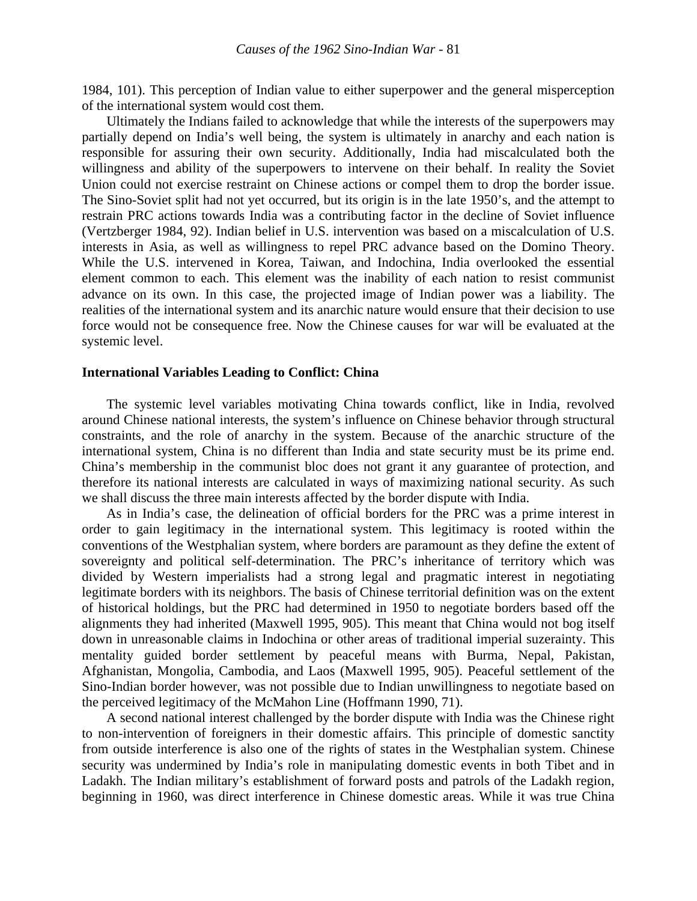1984, 101). This perception of Indian value to either superpower and the general misperception of the international system would cost them.

Ultimately the Indians failed to acknowledge that while the interests of the superpowers may partially depend on India's well being, the system is ultimately in anarchy and each nation is responsible for assuring their own security. Additionally, India had miscalculated both the willingness and ability of the superpowers to intervene on their behalf. In reality the Soviet Union could not exercise restraint on Chinese actions or compel them to drop the border issue. The Sino-Soviet split had not yet occurred, but its origin is in the late 1950's, and the attempt to restrain PRC actions towards India was a contributing factor in the decline of Soviet influence (Vertzberger 1984, 92). Indian belief in U.S. intervention was based on a miscalculation of U.S. interests in Asia, as well as willingness to repel PRC advance based on the Domino Theory. While the U.S. intervened in Korea, Taiwan, and Indochina, India overlooked the essential element common to each. This element was the inability of each nation to resist communist advance on its own. In this case, the projected image of Indian power was a liability. The realities of the international system and its anarchic nature would ensure that their decision to use force would not be consequence free. Now the Chinese causes for war will be evaluated at the systemic level.

**International Variables Leading to Conflict: China**

The systemic level variables motivating China towards conflict, like in India, revolved around Chinese national interests, the system's influence on Chinese behavior through structural constraints, and the role of anarchy in the system. Because of the anarchic structure of the international system, China is no different than India and state security must be its prime end. China's membership in the communist bloc does not grant it any guarantee of protection, and therefore its national interests are calculated in ways of maximizing national security. As such we shall discuss the three main interests affected by the border dispute with India.

As in India's case, the delineation of official borders for the PRC was a prime interest in order to gain legitimacy in the international system. This legitimacy is rooted within the conventions of the Westphalian system, where borders are paramount as they define the extent of sovereignty and political self-determination. The PRC's inheritance of territory which was divided by Western imperialists had a strong legal and pragmatic interest in negotiating legitimate borders with its neighbors. The basis of Chinese territorial definition was on the extent of historical holdings, but the PRC had determined in 1950 to negotiate borders based off the alignments they had inherited (Maxwell 1995, 905). This meant that China would not bog itself down in unreasonable claims in Indochina or other areas of traditional imperial suzerainty. This mentality guided border settlement by peaceful means with Burma, Nepal, Pakistan, Afghanistan, Mongolia, Cambodia, and Laos (Maxwell 1995, 905). Peaceful settlement of the Sino-Indian border however, was not possible due to Indian unwillingness to negotiate based on the perceived legitimacy of the McMahon Line (Hoffmann 1990, 71).

A second national interest challenged by the border dispute with India was the Chinese right to non-intervention of foreigners in their domestic affairs. This principle of domestic sanctity from outside interference is also one of the rights of states in the Westphalian system. Chinese security was undermined by India's role in manipulating domestic events in both Tibet and in Ladakh. The Indian military's establishment of forward posts and patrols of the Ladakh region, beginning in 1960, was direct interference in Chinese domestic areas. While it was true China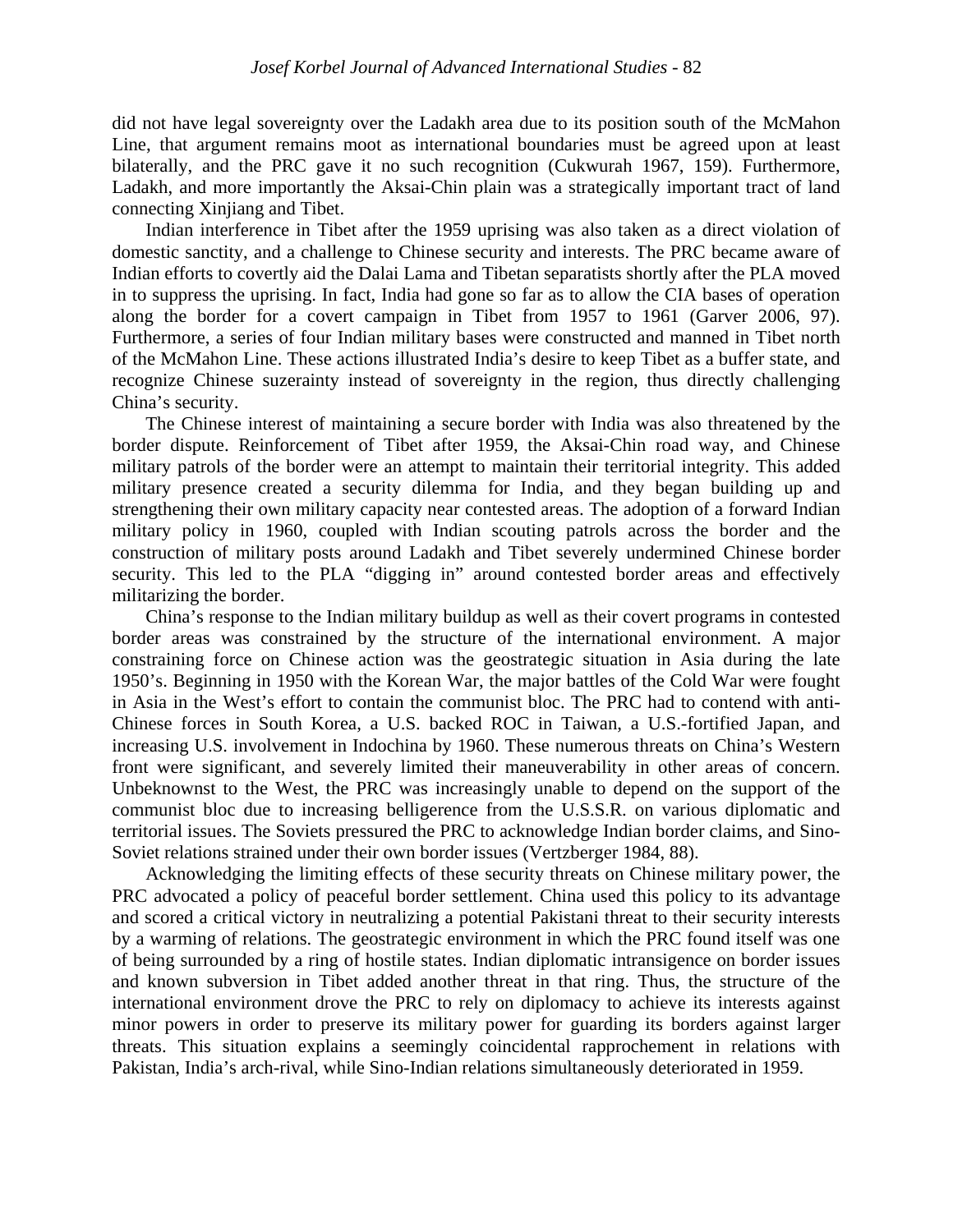did not have legal sovereignty over the Ladakh area due to its position south of the McMahon Line, that argument remains moot as international boundaries must be agreed upon at least bilaterally, and the PRC gave it no such recognition (Cukwurah 1967, 159). Furthermore, Ladakh, and more importantly the Aksai-Chin plain was a strategically important tract of land connecting Xinjiang and Tibet.

Indian interference in Tibet after the 1959 uprising was also taken as a direct violation of domestic sanctity, and a challenge to Chinese security and interests. The PRC became aware of Indian efforts to covertly aid the Dalai Lama and Tibetan separatists shortly after the PLA moved in to suppress the uprising. In fact, India had gone so far as to allow the CIA bases of operation along the border for a covert campaign in Tibet from 1957 to 1961 (Garver 2006, 97). Furthermore, a series of four Indian military bases were constructed and manned in Tibet north of the McMahon Line. These actions illustrated India's desire to keep Tibet as a buffer state, and recognize Chinese suzerainty instead of sovereignty in the region, thus directly challenging China's security.

The Chinese interest of maintaining a secure border with India was also threatened by the border dispute. Reinforcement of Tibet after 1959, the Aksai-Chin road way, and Chinese military patrols of the border were an attempt to maintain their territorial integrity. This added military presence created a security dilemma for India, and they began building up and strengthening their own military capacity near contested areas. The adoption of a forward Indian military policy in 1960, coupled with Indian scouting patrols across the border and the construction of military posts around Ladakh and Tibet severely undermined Chinese border security. This led to the PLA "digging in" around contested border areas and effectively militarizing the border.

China's response to the Indian military buildup as well as their covert programs in contested border areas was constrained by the structure of the international environment. A major constraining force on Chinese action was the geostrategic situation in Asia during the late 1950's. Beginning in 1950 with the Korean War, the major battles of the Cold War were fought in Asia in the West's effort to contain the communist bloc. The PRC had to contend with anti-Chinese forces in South Korea, a U.S. backed ROC in Taiwan, a U.S.-fortified Japan, and increasing U.S. involvement in Indochina by 1960. These numerous threats on China's Western front were significant, and severely limited their maneuverability in other areas of concern. Unbeknownst to the West, the PRC was increasingly unable to depend on the support of the communist bloc due to increasing belligerence from the U.S.S.R. on various diplomatic and territorial issues. The Soviets pressured the PRC to acknowledge Indian border claims, and Sino-Soviet relations strained under their own border issues (Vertzberger 1984, 88).

Acknowledging the limiting effects of these security threats on Chinese military power, the PRC advocated a policy of peaceful border settlement. China used this policy to its advantage and scored a critical victory in neutralizing a potential Pakistani threat to their security interests by a warming of relations. The geostrategic environment in which the PRC found itself was one of being surrounded by a ring of hostile states. Indian diplomatic intransigence on border issues and known subversion in Tibet added another threat in that ring. Thus, the structure of the international environment drove the PRC to rely on diplomacy to achieve its interests against minor powers in order to preserve its military power for guarding its borders against larger threats. This situation explains a seemingly coincidental rapprochement in relations with Pakistan, India's arch-rival, while Sino-Indian relations simultaneously deteriorated in 1959.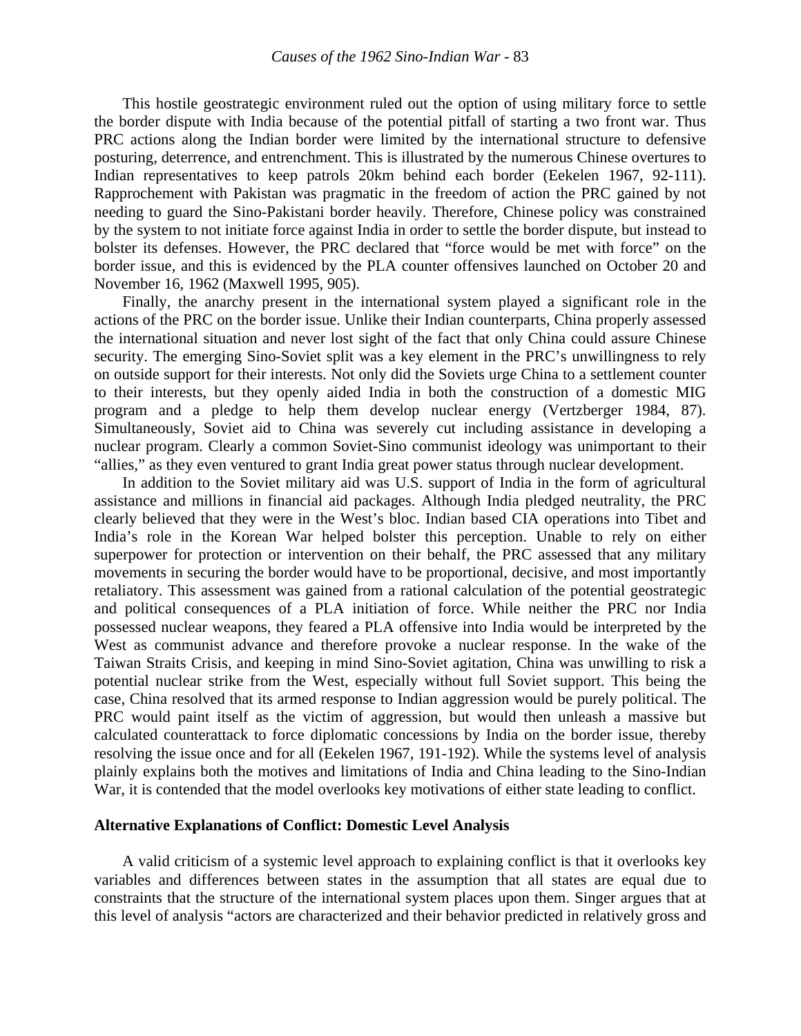This hostile geostrategic environment ruled out the option of using military force to settle the border dispute with India because of the potential pitfall of starting a two front war. Thus PRC actions along the Indian border were limited by the international structure to defensive posturing, deterrence, and entrenchment. This is illustrated by the numerous Chinese overtures to Indian representatives to keep patrols 20km behind each border (Eekelen 1967, 92-111). Rapprochement with Pakistan was pragmatic in the freedom of action the PRC gained by not needing to guard the Sino-Pakistani border heavily. Therefore, Chinese policy was constrained by the system to not initiate force against India in order to settle the border dispute, but instead to bolster its defenses. However, the PRC declared that "force would be met with force" on the border issue, and this is evidenced by the PLA counter offensives launched on October 20 and November 16, 1962 (Maxwell 1995, 905).

Finally, the anarchy present in the international system played a significant role in the actions of the PRC on the border issue. Unlike their Indian counterparts, China properly assessed the international situation and never lost sight of the fact that only China could assure Chinese security. The emerging Sino-Soviet split was a key element in the PRC's unwillingness to rely on outside support for their interests. Not only did the Soviets urge China to a settlement counter to their interests, but they openly aided India in both the construction of a domestic MIG program and a pledge to help them develop nuclear energy (Vertzberger 1984, 87). Simultaneously, Soviet aid to China was severely cut including assistance in developing a nuclear program. Clearly a common Soviet-Sino communist ideology was unimportant to their "allies," as they even ventured to grant India great power status through nuclear development.

In addition to the Soviet military aid was U.S. support of India in the form of agricultural assistance and millions in financial aid packages. Although India pledged neutrality, the PRC clearly believed that they were in the West's bloc. Indian based CIA operations into Tibet and India's role in the Korean War helped bolster this perception. Unable to rely on either superpower for protection or intervention on their behalf, the PRC assessed that any military movements in securing the border would have to be proportional, decisive, and most importantly retaliatory. This assessment was gained from a rational calculation of the potential geostrategic and political consequences of a PLA initiation of force. While neither the PRC nor India possessed nuclear weapons, they feared a PLA offensive into India would be interpreted by the West as communist advance and therefore provoke a nuclear response. In the wake of the Taiwan Straits Crisis, and keeping in mind Sino-Soviet agitation, China was unwilling to risk a potential nuclear strike from the West, especially without full Soviet support. This being the case, China resolved that its armed response to Indian aggression would be purely political. The PRC would paint itself as the victim of aggression, but would then unleash a massive but calculated counterattack to force diplomatic concessions by India on the border issue, thereby resolving the issue once and for all (Eekelen 1967, 191-192). While the systems level of analysis plainly explains both the motives and limitations of India and China leading to the Sino-Indian War, it is contended that the model overlooks key motivations of either state leading to conflict.

### Alternative Explanations of Conflict: Domestic Level Analysis

A valid criticism of a systemic level approach to explaining conflict is that it overlooks key variables and differences between states in the assumption that all states are equal due to constraints that the structure of the international system places upon them. Singer argues that at this level of analysis "actors are characterized and their behavior predicted in relatively gross and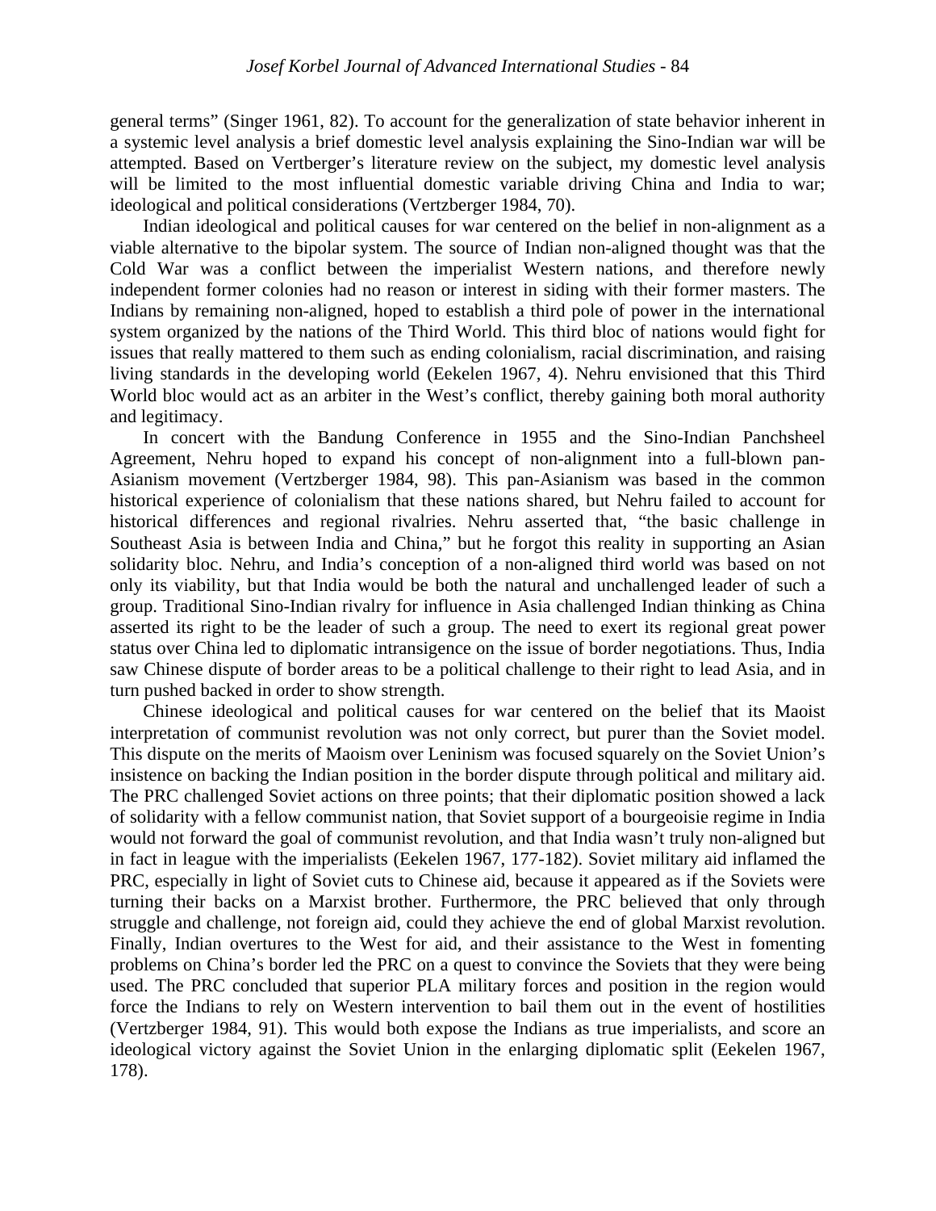general terms" (Singer 1961, 82). To account for the generalization of state behavior inherent in a systemic level analysis a brief domestic level analysis explaining the Sino-Indian war will be attempted. Based on Vertberger's literature review on the subject, my domestic level analysis will be limited to the most influential domestic variable driving China and India to war; ideological and political considerations (Vertzberger 1984, 70).

Indian ideological and political causes for war centered on the belief in non-alignment as a viable alternative to the bipolar system. The source of Indian non-aligned thought was that the Cold War was a conflict between the imperialist Western nations, and therefore newly independent former colonies had no reason or interest in siding with their former masters. The Indians by remaining non-aligned, hoped to establish a third pole of power in the international system organized by the nations of the Third World. This third bloc of nations would fight for issues that really mattered to them such as ending colonialism, racial discrimination, and raising living standards in the developing world (Eekelen 1967, 4). Nehru envisioned that this Third World bloc would act as an arbiter in the West's conflict, thereby gaining both moral authority and legitimacy.

In concert with the Bandung Conference in 1955 and the Sino-Indian Panchsheel Agreement, Nehru hoped to expand his concept of non-alignment into a full-blown pan-Asianism movement (Vertzberger 1984, 98). This pan-Asianism was based in the common historical experience of colonialism that these nations shared, but Nehru failed to account for historical differences and regional rivalries. Nehru asserted that, "the basic challenge in Southeast Asia is between India and China," but he forgot this reality in supporting an Asian solidarity bloc. Nehru, and India's conception of a non-aligned third world was based on not only its viability, but that India would be both the natural and unchallenged leader of such a group. Traditional Sino-Indian rivalry for influence in Asia challenged Indian thinking as China asserted its right to be the leader of such a group. The need to exert its regional great power status over China led to diplomatic intransigence on the issue of border negotiations. Thus, India saw Chinese dispute of border areas to be a political challenge to their right to lead Asia, and in turn pushed backed in order to show strength.

Chinese ideological and political causes for war centered on the belief that its Maoist interpretation of communist revolution was not only correct, but purer than the Soviet model. This dispute on the merits of Maoism over Leninism was focused squarely on the Soviet Union's insistence on backing the Indian position in the border dispute through political and military aid. The PRC challenged Soviet actions on three points; that their diplomatic position showed a lack of solidarity with a fellow communist nation, that Soviet support of a bourgeoisie regime in India would not forward the goal of communist revolution, and that India wasn't truly non-aligned but in fact in league with the imperialists (Eekelen 1967, 177-182). Soviet military aid inflamed the PRC, especially in light of Soviet cuts to Chinese aid, because it appeared as if the Soviets were turning their backs on a Marxist brother. Furthermore, the PRC believed that only through struggle and challenge, not foreign aid, could they achieve the end of global Marxist revolution. Finally, Indian overtures to the West for aid, and their assistance to the West in fomenting problems on China's border led the PRC on a quest to convince the Soviets that they were being used. The PRC concluded that superior PLA military forces and position in the region would force the Indians to rely on Western intervention to bail them out in the event of hostilities (Vertzberger 1984, 91). This would both expose the Indians as true imperialists, and score an ideological victory against the Soviet Union in the enlarging diplomatic split (Eekelen 1967, 178).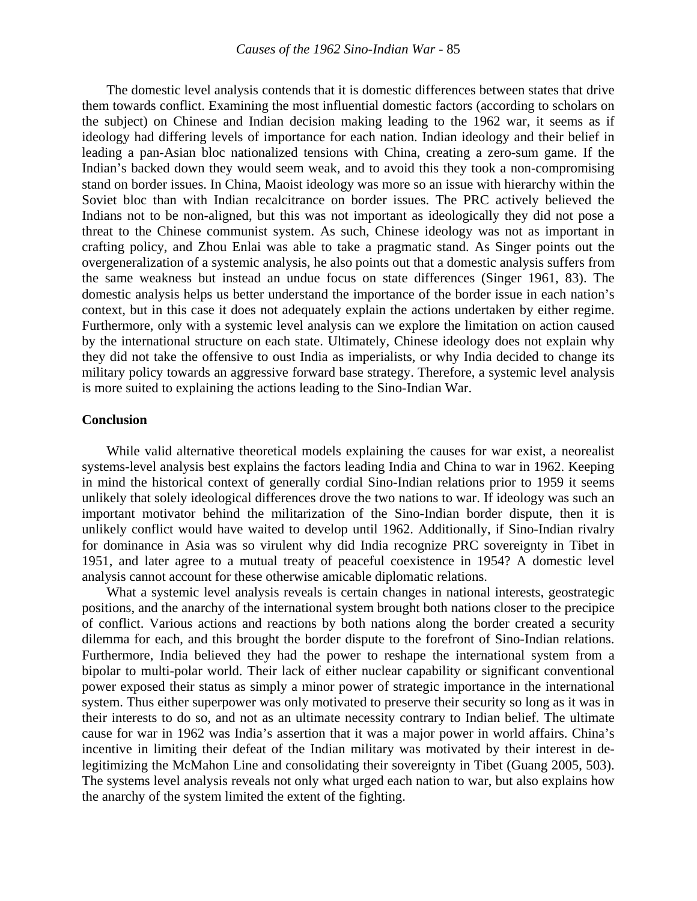The domestic level analysis contends that it is domestic differences between states that drive them towards conflict. Examining the most influential domestic factors (according to scholars on the subject) on Chinese and Indian decision making leading to the 1962 war, it seems as if ideology had differing levels of importance for each nation. Indian ideology and their belief in leading a pan-Asian bloc nationalized tensions with China, creating a zero-sum game. If the Indian's backed down they would seem weak, and to avoid this they took a non-compromising stand on border issues. In China, Maoist ideology was more so an issue with hierarchy within the Soviet bloc than with Indian recalcitrance on border issues. The PRC actively believed the Indians not to be non-aligned, but this was not important as ideologically they did not pose a threat to the Chinese communist system. As such, Chinese ideology was not as important in crafting policy, and Zhou Enlai was able to take a pragmatic stand. As Singer points out the overgeneralization of a systemic analysis, he also points out that a domestic analysis suffers from the same weakness but instead an undue focus on state differences (Singer 1961, 83). The domestic analysis helps us better understand the importance of the border issue in each nation's context, but in this case it does not adequately explain the actions undertaken by either regime. Furthermore, only with a systemic level analysis can we explore the limitation on action caused by the international structure on each state. Ultimately, Chinese ideology does not explain why they did not take the offensive to oust India as imperialists, or why India decided to change its military policy towards an aggressive forward base strategy. Therefore, a systemic level analysis is more suited to explaining the actions leading to the Sino-Indian War.

## Conclusion

While valid alternative theoretical models explaining the causes for war exist, a neorealist systems-level analysis best explains the factors leading India and China to war in 1962. Keeping in mind the historical context of generally cordial Sino-Indian relations prior to 1959 it seems unlikely that solely ideological differences drove the two nations to war. If ideology was such an important motivator behind the militarization of the Sino-Indian border dispute, then it is unlikely conflict would have waited to develop until 1962. Additionally, if Sino-Indian rivalry for dominance in Asia was so virulent why did India recognize PRC sovereignty in Tibet in 1951, and later agree to a mutual treaty of peaceful coexistence in 1954? A domestic level analysis cannot account for these otherwise amicable diplomatic relations.

What a systemic level analysis reveals is certain changes in national interests, geostrategic positions, and the anarchy of the international system brought both nations closer to the precipice of conflict. Various actions and reactions by both nations along the border created a security dilemma for each, and this brought the border dispute to the forefront of Sino-Indian relations. Furthermore, India believed they had the power to reshape the international system from a bipolar to multi-polar world. Their lack of either nuclear capability or significant conventional power exposed their status as simply a minor power of strategic importance in the international system. Thus either superpower was only motivated to preserve their security so long as it was in their interests to do so, and not as an ultimate necessity contrary to Indian belief. The ultimate cause for war in 1962 was India's assertion that it was a major power in world affairs. China's incentive in limiting their defeat of the Indian military was motivated by their interest in de-legitimizing the McMahon Line and consolidating their sovereignty in Tibet (Guang 2005, 503). The systems level analysis reveals not only what urged each nation to war, but also explains how the anarchy of the system limited the extent of the fighting.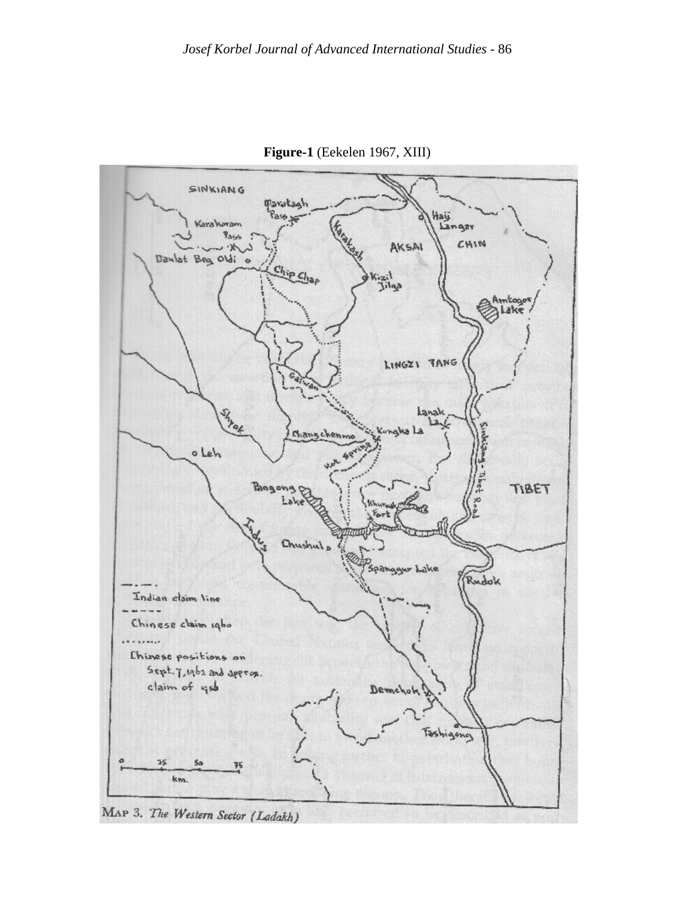**Figure-1** (Eekelen 1967, XIII)

MAP 3. *The Western Sector (Ladakh)*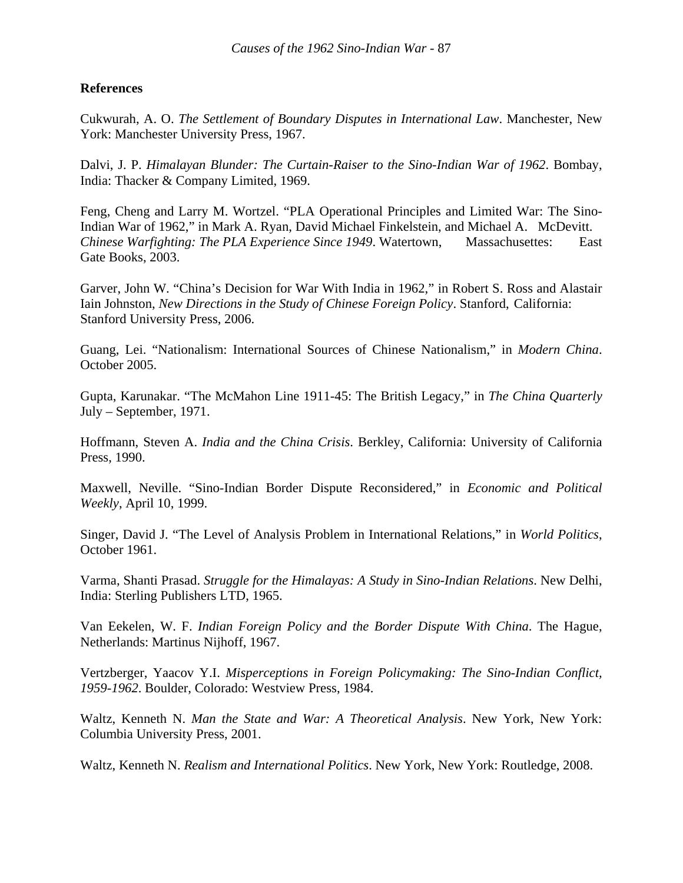**References**

Cukwurah, A. O. *The Settlement of Boundary Disputes in International Law*. Manchester, New York: Manchester University Press, 1967.

Dalvi, J. P. *Himalayan Blunder: The Curtain-Raiser to the Sino-Indian War of 1962*. Bombay, India: Thacker & Company Limited, 1969.

Feng, Cheng and Larry M. Wortzel. "PLA Operational Principles and Limited War: The Sino-Indian War of 1962," in Mark A. Ryan, David Michael Finkelstein, and Michael A. McDevitt. *Chinese Warfighting: The PLA Experience Since 1949*. Watertown, Massachusettes: East Gate Books, 2003.

Garver, John W. "China's Decision for War With India in 1962," in Robert S. Ross and Alastair Iain Johnston, *New Directions in the Study of Chinese Foreign Policy*. Stanford, California: Stanford University Press, 2006.

Guang, Lei. "Nationalism: International Sources of Chinese Nationalism," in *Modern China*. October 2005.

Gupta, Karunakar. "The McMahon Line 1911-45: The British Legacy," in *The China Quarterly* July – September, 1971.

Hoffmann, Steven A. *India and the China Crisis*. Berkley, California: University of California Press, 1990.

Maxwell, Neville. "Sino-Indian Border Dispute Reconsidered," in *Economic and Political Weekly*, April 10, 1999.

Singer, David J. "The Level of Analysis Problem in International Relations," in *World Politics*, October 1961.

Varma, Shanti Prasad. *Struggle for the Himalayas: A Study in Sino-Indian Relations*. New Delhi, India: Sterling Publishers LTD, 1965.

Van Eekelen, W. F. *Indian Foreign Policy and the Border Dispute With China*. The Hague, Netherlands: Martinus Nijhoff, 1967.

Vertzberger, Yaacov Y.I. *Misperceptions in Foreign Policymaking: The Sino-Indian Conflict, 1959-1962*. Boulder, Colorado: Westview Press, 1984.

Waltz, Kenneth N. *Man the State and War: A Theoretical Analysis*. New York, New York: Columbia University Press, 2001.

Waltz, Kenneth N. *Realism and International Politics*. New York, New York: Routledge, 2008.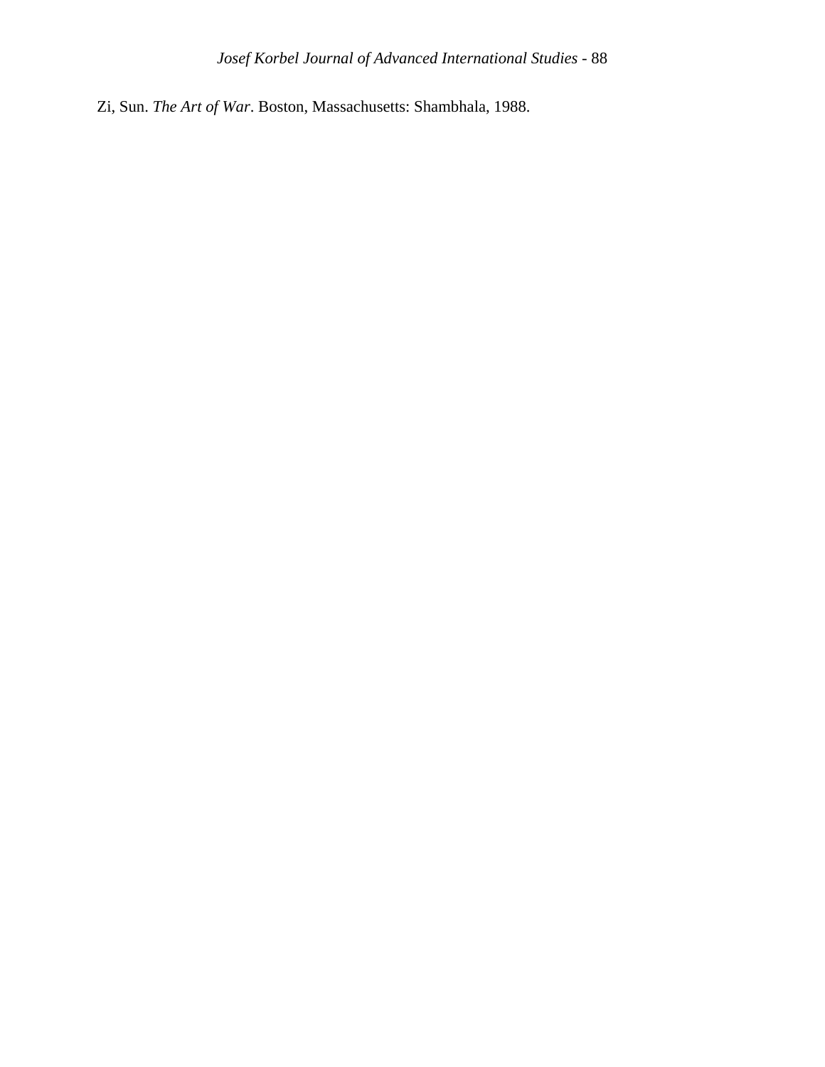Zi, Sun. *The Art of War*. Boston, Massachusetts: Shambhala, 1988.